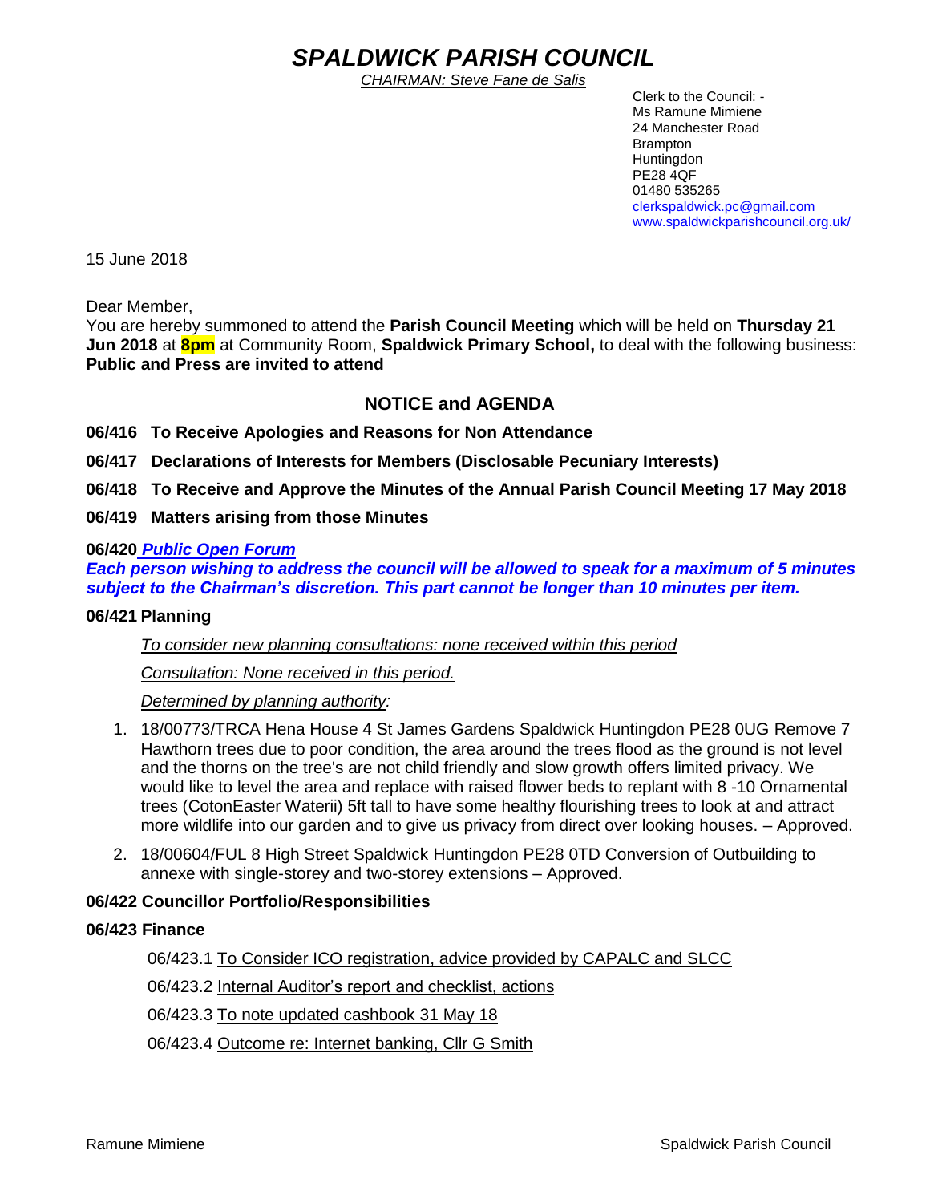# *SPALDWICK PARISH COUNCIL*

*CHAIRMAN: Steve Fane de Salis*

Clerk to the Council: -
Ms Ramune Mimiene
24 Manchester Road
Brampton
Huntingdon
PE28 4QF
01480 535265
clerkspaldwick.pc@gmail.com
www.spaldwickparishcouncil.org.uk/

15 June 2018

Dear Member,
You are hereby summoned to attend the **Parish Council Meeting** which will be held on **Thursday 21 Jun 2018** at **8pm** at Community Room, **Spaldwick Primary School,** to deal with the following business:
**Public and Press are invited to attend**

## NOTICE and AGENDA

**06/416 To Receive Apologies and Reasons for Non Attendance**

**06/417 Declarations of Interests for Members (Disclosable Pecuniary Interests)**

**06/418 To Receive and Approve the Minutes of the Annual Parish Council Meeting 17 May 2018**

**06/419 Matters arising from those Minutes**

**06/420 *Public Open Forum***
***Each person wishing to address the council will be allowed to speak for a maximum of 5 minutes subject to the Chairman's discretion. This part cannot be longer than 10 minutes per item.***

**06/421 Planning**

*To consider new planning consultations: none received within this period*

*Consultation: None received in this period.*

*Determined by planning authority:*

1. 18/00773/TRCA Hena House 4 St James Gardens Spaldwick Huntingdon PE28 0UG Remove 7 Hawthorn trees due to poor condition, the area around the trees flood as the ground is not level and the thorns on the tree's are not child friendly and slow growth offers limited privacy. We would like to level the area and replace with raised flower beds to replant with 8 -10 Ornamental trees (CotonEaster Waterii) 5ft tall to have some healthy flourishing trees to look at and attract more wildlife into our garden and to give us privacy from direct over looking houses. – Approved.
2. 18/00604/FUL 8 High Street Spaldwick Huntingdon PE28 0TD Conversion of Outbuilding to annexe with single-storey and two-storey extensions – Approved.

**06/422 Councillor Portfolio/Responsibilities**

**06/423 Finance**

06/423.1 To Consider ICO registration, advice provided by CAPALC and SLCC

06/423.2 Internal Auditor's report and checklist, actions

06/423.3 To note updated cashbook 31 May 18

06/423.4 Outcome re: Internet banking, Cllr G Smith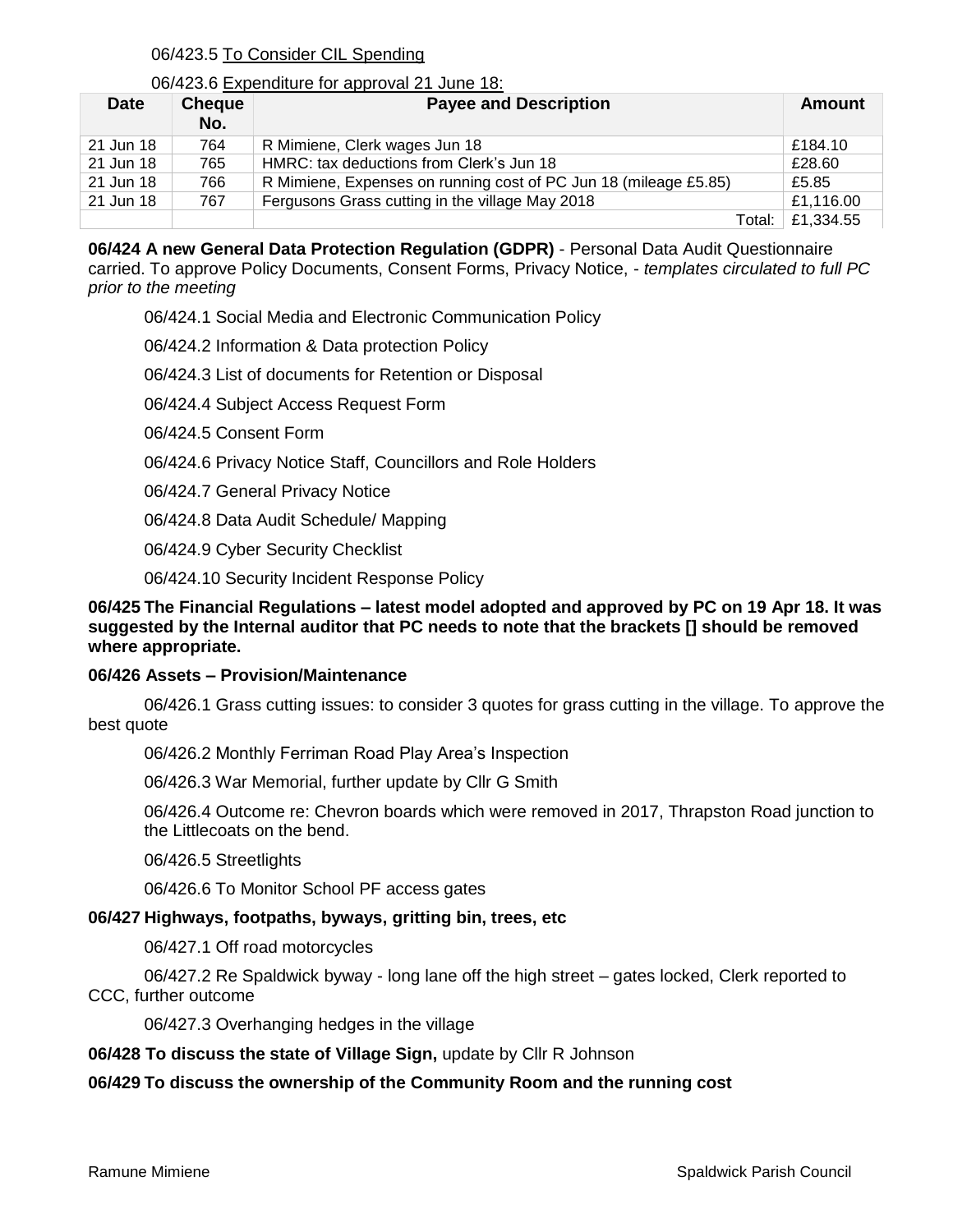06/423.5 To Consider CIL Spending

06/423.6 Expenditure for approval 21 June 18:

| Date | Cheque No. | Payee and Description | Amount |
|---|---|---|---|
| 21 Jun 18 | 764 | R Mimiene, Clerk wages Jun 18 | £184.10 |
| 21 Jun 18 | 765 | HMRC: tax deductions from Clerk's Jun 18 | £28.60 |
| 21 Jun 18 | 766 | R Mimiene, Expenses on running cost of PC Jun 18 (mileage £5.85) | £5.85 |
| 21 Jun 18 | 767 | Fergusons Grass cutting in the village May 2018 | £1,116.00 |
| | | Total: | £1,334.55 |

**06/424 A new General Data Protection Regulation (GDPR)** - Personal Data Audit Questionnaire carried. To approve Policy Documents, Consent Forms, Privacy Notice, - *templates circulated to full PC prior to the meeting*

06/424.1 Social Media and Electronic Communication Policy

06/424.2 Information & Data protection Policy

06/424.3 List of documents for Retention or Disposal

06/424.4 Subject Access Request Form

06/424.5 Consent Form

06/424.6 Privacy Notice Staff, Councillors and Role Holders

06/424.7 General Privacy Notice

06/424.8 Data Audit Schedule/ Mapping

06/424.9 Cyber Security Checklist

06/424.10 Security Incident Response Policy

**06/425 The Financial Regulations – latest model adopted and approved by PC on 19 Apr 18. It was suggested by the Internal auditor that PC needs to note that the brackets [] should be removed where appropriate.**

**06/426 Assets – Provision/Maintenance**

06/426.1 Grass cutting issues: to consider 3 quotes for grass cutting in the village. To approve the best quote

06/426.2 Monthly Ferriman Road Play Area's Inspection

06/426.3 War Memorial, further update by Cllr G Smith

06/426.4 Outcome re: Chevron boards which were removed in 2017, Thrapston Road junction to the Littlecoats on the bend.

06/426.5 Streetlights

06/426.6 To Monitor School PF access gates

**06/427 Highways, footpaths, byways, gritting bin, trees, etc**

06/427.1 Off road motorcycles

06/427.2 Re Spaldwick byway - long lane off the high street – gates locked, Clerk reported to CCC, further outcome

06/427.3 Overhanging hedges in the village

**06/428 To discuss the state of Village Sign,** update by Cllr R Johnson

**06/429 To discuss the ownership of the Community Room and the running cost**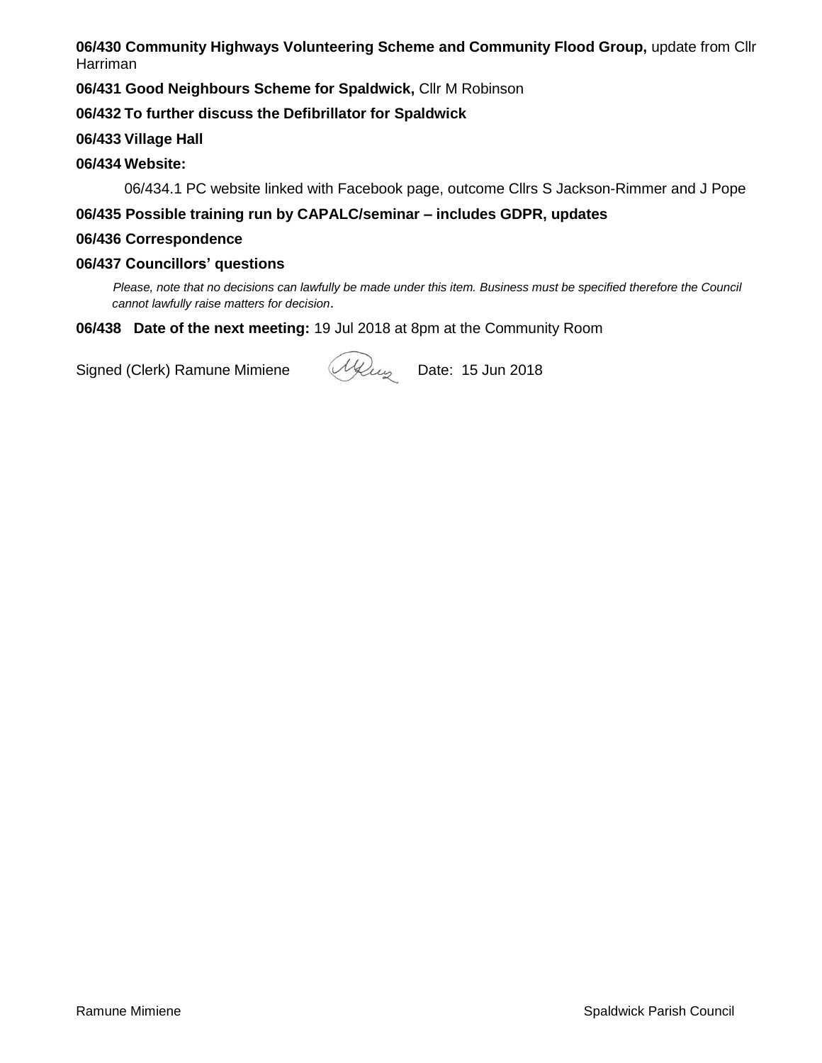**06/430 Community Highways Volunteering Scheme and Community Flood Group,** update from Cllr Harriman

**06/431 Good Neighbours Scheme for Spaldwick,** Cllr M Robinson

**06/432 To further discuss the Defibrillator for Spaldwick**

**06/433 Village Hall**

**06/434 Website:**

06/434.1 PC website linked with Facebook page, outcome Cllrs S Jackson-Rimmer and J Pope

**06/435 Possible training run by CAPALC/seminar – includes GDPR, updates**

**06/436 Correspondence**

**06/437 Councillors' questions**

*Please, note that no decisions can lawfully be made under this item. Business must be specified therefore the Council cannot lawfully raise matters for decision*.

**06/438 Date of the next meeting:** 19 Jul 2018 at 8pm at the Community Room

Signed (Clerk) Ramune Mimiene Date: 15 Jun 2018